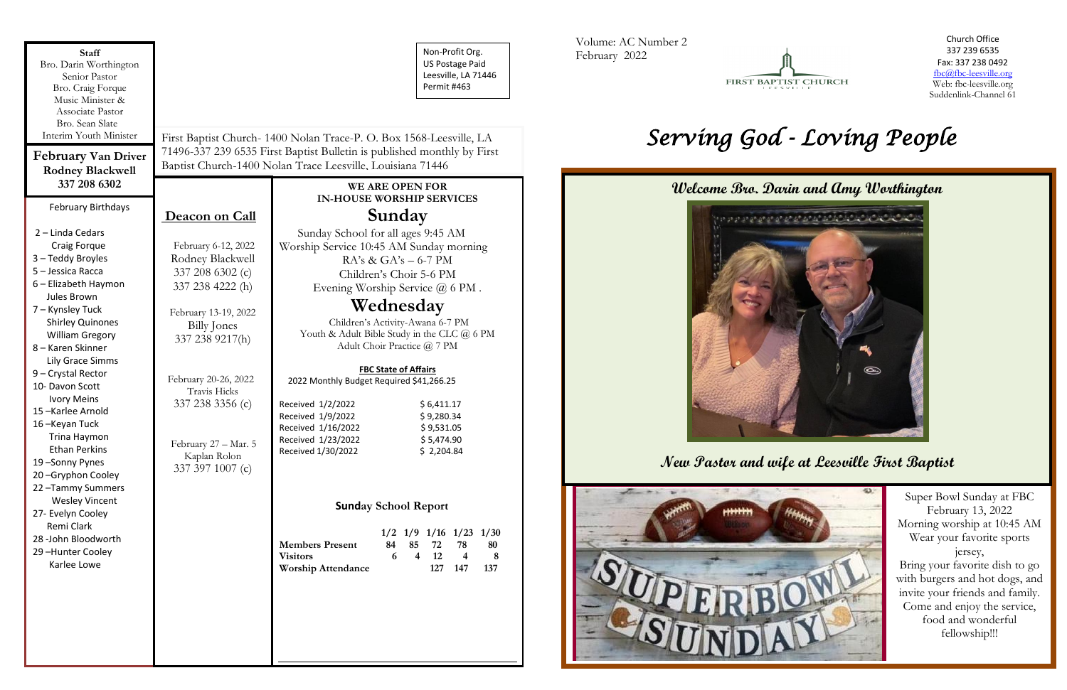**Staff**
Bro. Darin Worthington
Senior Pastor
Bro. Craig Forque
Music Minister &
Associate Pastor
Bro. Sean Slate
Interim Youth Minister

**February Van Driver**
**Rodney Blackwell**
**337 208 6302**

February Birthdays

2 – Linda Cedars
Craig Forque
3 – Teddy Broyles
5 – Jessica Racca
6 – Elizabeth Haymon
Jules Brown
7 – Kynsley Tuck
Shirley Quinones
William Gregory
8 – Karen Skinner
Lily Grace Simms
9 – Crystal Rector
10- Davon Scott
Ivory Meins
15 –Karlee Arnold
16 –Keyan Tuck
Trina Haymon
Ethan Perkins
19 –Sonny Pynes
20 –Gryphon Cooley
22 –Tammy Summers
Wesley Vincent
27- Evelyn Cooley
Remi Clark
28 -John Bloodworth
29 –Hunter Cooley
Karlee Lowe

Non-Profit Org.
US Postage Paid
Leesville, LA 71446
Permit #463

First Baptist Church- 1400 Nolan Trace-P. O. Box 1568-Leesville, LA 71496-337 239 6535 First Baptist Bulletin is published monthly by First Baptist Church-1400 Nolan Trace Leesville, Louisiana 71446

## Deacon on Call

February 6-12, 2022
Rodney Blackwell
337 208 6302 (c)
337 238 4222 (h)

February 13-19, 2022
Billy Jones
337 238 9217(h)

February 20-26, 2022
Travis Hicks
337 238 3356 (c)

February 27 – Mar. 5
Kaplan Rolon
337 397 1007 (c)

**WE ARE OPEN FOR IN-HOUSE WORSHIP SERVICES**

## Sunday

Sunday School for all ages 9:45 AM
Worship Service 10:45 AM Sunday morning
RA's & GA's – 6-7 PM
Children's Choir 5-6 PM
Evening Worship Service @ 6 PM .

## Wednesday

Children's Activity-Awana 6-7 PM
Youth & Adult Bible Study in the CLC @ 6 PM
Adult Choir Practice @ 7 PM

**FBC State of Affairs**
2022 Monthly Budget Required $41,266.25

| | |
|---|---|
| Received 1/2/2022 | $ 6,411.17 |
| Received 1/9/2022 | $ 9,280.34 |
| Received 1/16/2022 | $ 9,531.05 |
| Received 1/23/2022 | $ 5,474.90 |
| Received 1/30/2022 | $ 2,204.84 |

**Sunday School Report**

| | 1/2 | 1/9 | 1/16 | 1/23 | 1/30 |
|---|---|---|---|---|---|
| **Members Present** | 84 | 85 | 72 | 78 | 80 |
| **Visitors** | 6 | 4 | 12 | 4 | 8 |
| **Worship Attendance** | | | 127 | 147 | 137 |

Volume: AC Number 2
February 2022

FIRST BAPTIST CHURCH
LEESVILLE

Church Office
337 239 6535
Fax: 337 238 0492
fbc@fbc-leesville.org
Web: fbc-leesville.org
Suddenlink-Channel 61

# *Serving God - Loving People*

## Welcome Bro. Darin and Amy Worthington

## New Pastor and wife at Leesville First Baptist

Super Bowl Sunday at FBC
February 13, 2022
Morning worship at 10:45 AM
Wear your favorite sports jersey,
Bring your favorite dish to go with burgers and hot dogs, and invite your friends and family.
Come and enjoy the service, food and wonderful fellowship!!!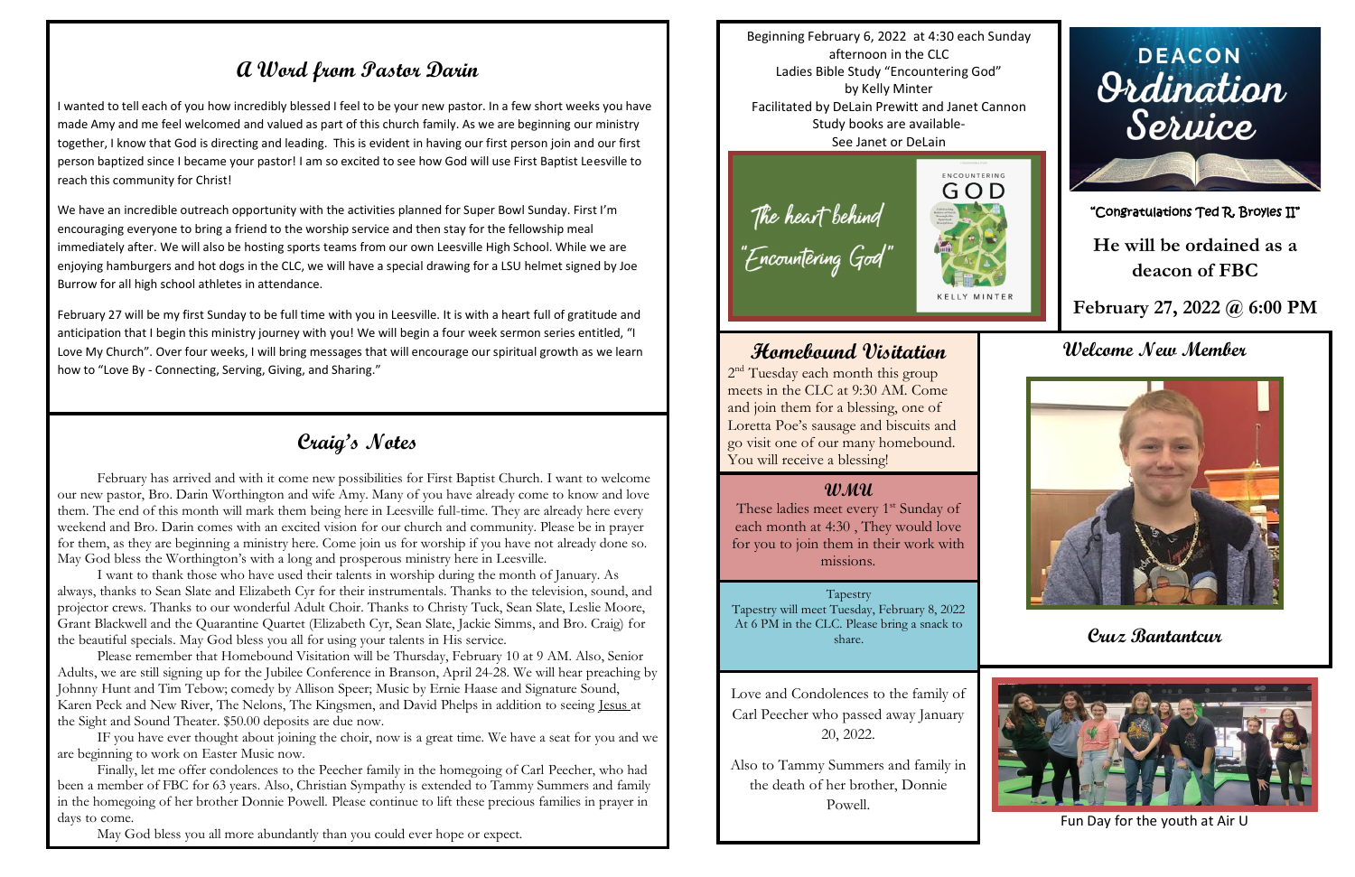## A Word from Pastor Darin

I wanted to tell each of you how incredibly blessed I feel to be your new pastor. In a few short weeks you have made Amy and me feel welcomed and valued as part of this church family. As we are beginning our ministry together, I know that God is directing and leading. This is evident in having our first person join and our first person baptized since I became your pastor! I am so excited to see how God will use First Baptist Leesville to reach this community for Christ!

We have an incredible outreach opportunity with the activities planned for Super Bowl Sunday. First I'm encouraging everyone to bring a friend to the worship service and then stay for the fellowship meal immediately after. We will also be hosting sports teams from our own Leesville High School. While we are enjoying hamburgers and hot dogs in the CLC, we will have a special drawing for a LSU helmet signed by Joe Burrow for all high school athletes in attendance.

February 27 will be my first Sunday to be full time with you in Leesville. It is with a heart full of gratitude and anticipation that I begin this ministry journey with you! We will begin a four week sermon series entitled, "I Love My Church". Over four weeks, I will bring messages that will encourage our spiritual growth as we learn how to "Love By - Connecting, Serving, Giving, and Sharing."

## Craig's Notes

February has arrived and with it come new possibilities for First Baptist Church. I want to welcome our new pastor, Bro. Darin Worthington and wife Amy. Many of you have already come to know and love them. The end of this month will mark them being here in Leesville full-time. They are already here every weekend and Bro. Darin comes with an excited vision for our church and community. Please be in prayer for them, as they are beginning a ministry here. Come join us for worship if you have not already done so. May God bless the Worthington's with a long and prosperous ministry here in Leesville.

I want to thank those who have used their talents in worship during the month of January. As always, thanks to Sean Slate and Elizabeth Cyr for their instrumentals. Thanks to the television, sound, and projector crews. Thanks to our wonderful Adult Choir. Thanks to Christy Tuck, Sean Slate, Leslie Moore, Grant Blackwell and the Quarantine Quartet (Elizabeth Cyr, Sean Slate, Jackie Simms, and Bro. Craig) for the beautiful specials. May God bless you all for using your talents in His service.

Please remember that Homebound Visitation will be Thursday, February 10 at 9 AM. Also, Senior Adults, we are still signing up for the Jubilee Conference in Branson, April 24-28. We will hear preaching by Johnny Hunt and Tim Tebow; comedy by Allison Speer; Music by Ernie Haase and Signature Sound, Karen Peck and New River, The Nelons, The Kingsmen, and David Phelps in addition to seeing Jesus at the Sight and Sound Theater. $50.00 deposits are due now.

IF you have ever thought about joining the choir, now is a great time. We have a seat for you and we are beginning to work on Easter Music now.

Finally, let me offer condolences to the Peecher family in the homegoing of Carl Peecher, who had been a member of FBC for 63 years. Also, Christian Sympathy is extended to Tammy Summers and family in the homegoing of her brother Donnie Powell. Please continue to lift these precious families in prayer in days to come.

May God bless you all more abundantly than you could ever hope or expect.

Beginning February 6, 2022 at 4:30 each Sunday afternoon in the CLC
Ladies Bible Study "Encountering God"
by Kelly Minter
Facilitated by DeLain Prewitt and Janet Cannon
Study books are available-
See Janet or DeLain

The heart behind "Encountering God"

ENCOUNTERING GOD
KELLY MINTER

## DEACON Ordination Service

"Congratulations Ted R. Broyles II"

**He will be ordained as a deacon of FBC**

**February 27, 2022 @ 6:00 PM**

## Homebound Visitation

2nd Tuesday each month this group meets in the CLC at 9:30 AM. Come and join them for a blessing, one of Loretta Poe's sausage and biscuits and go visit one of our many homebound. You will receive a blessing!

## WMU

These ladies meet every 1st Sunday of each month at 4:30 , They would love for you to join them in their work with missions.

Tapestry
Tapestry will meet Tuesday, February 8, 2022 At 6 PM in the CLC. Please bring a snack to share.

Love and Condolences to the family of Carl Peecher who passed away January 20, 2022.

Also to Tammy Summers and family in the death of her brother, Donnie Powell.

## Welcome New Member

Cruz Bantantcur

Fun Day for the youth at Air U